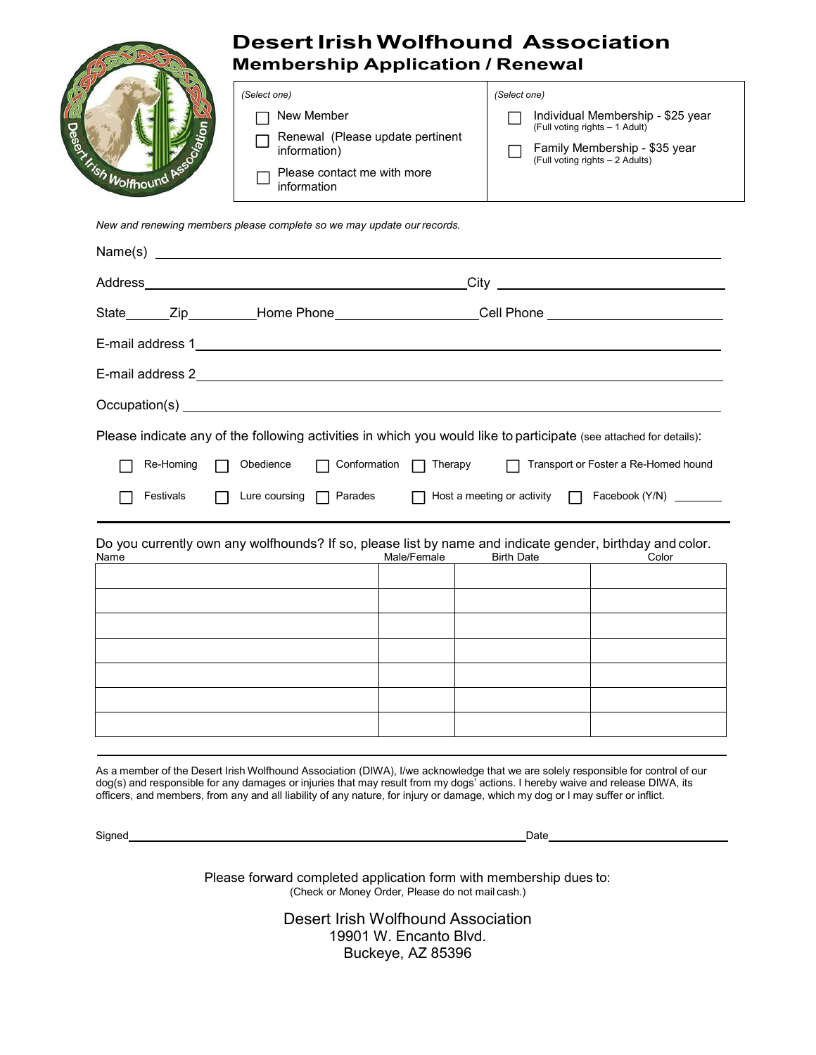# Desert Irish Wolfhound Association
## Membership Application / Renewal

| *(Select one)* | *(Select one)* |
|---|---|
| ☐ New Member | ☐ Individual Membership - $25 year (Full voting rights – 1 Adult) |
| ☐ Renewal (Please update pertinent information) | ☐ Family Membership - $35 year (Full voting rights – 2 Adults) |
| ☐ Please contact me with more information | |

*New and renewing members please complete so we may update our records.*

Name(s) ______________________________________________

Address ______________________________ City ______________________

State ______ Zip __________ Home Phone ____________________ Cell Phone ____________________

E-mail address 1 ______________________________________________

E-mail address 2 ______________________________________________

Occupation(s) ______________________________________________

Please indicate any of the following activities in which you would like to participate (see attached for details):

☐ Re-Homing ☐ Obedience ☐ Conformation ☐ Therapy ☐ Transport or Foster a Re-Homed hound

☐ Festivals ☐ Lure coursing ☐ Parades ☐ Host a meeting or activity ☐ Facebook (Y/N) ________

---

Do you currently own any wolfhounds? If so, please list by name and indicate gender, birthday and color.

| Name | Male/Female | Birth Date | Color |
|---|---|---|---|
| | | | |
| | | | |
| | | | |
| | | | |
| | | | |
| | | | |
| | | | |

---

As a member of the Desert Irish Wolfhound Association (DIWA), I/we acknowledge that we are solely responsible for control of our dog(s) and responsible for any damages or injuries that may result from my dogs' actions. I hereby waive and release DIWA, its officers, and members, from any and all liability of any nature, for injury or damage, which my dog or I may suffer or inflict.

Signed ________________________________________ Date ____________________

Please forward completed application form with membership dues to:
(Check or Money Order, Please do not mail cash.)

Desert Irish Wolfhound Association
19901 W. Encanto Blvd.
Buckeye, AZ 85396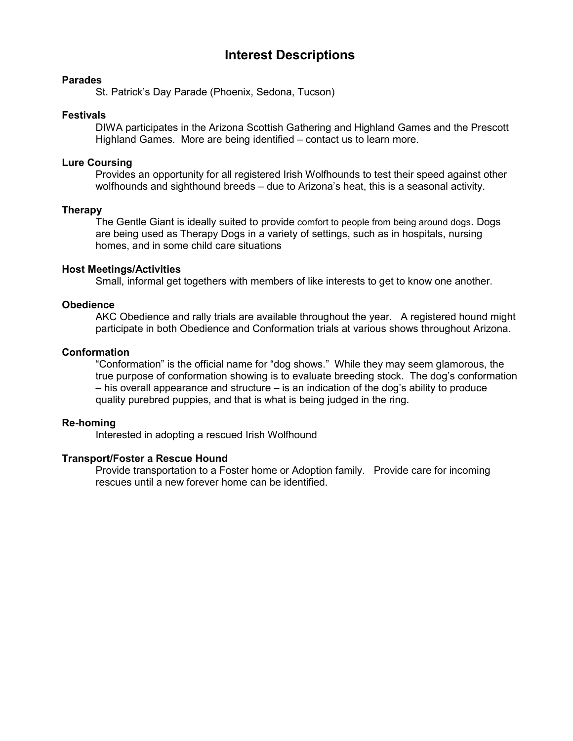# Interest Descriptions

**Parades**

St. Patrick's Day Parade (Phoenix, Sedona, Tucson)

**Festivals**

DIWA participates in the Arizona Scottish Gathering and Highland Games and the Prescott Highland Games. More are being identified – contact us to learn more.

**Lure Coursing**

Provides an opportunity for all registered Irish Wolfhounds to test their speed against other wolfhounds and sighthound breeds – due to Arizona's heat, this is a seasonal activity.

**Therapy**

The Gentle Giant is ideally suited to provide comfort to people from being around dogs. Dogs are being used as Therapy Dogs in a variety of settings, such as in hospitals, nursing homes, and in some child care situations

**Host Meetings/Activities**

Small, informal get togethers with members of like interests to get to know one another.

**Obedience**

AKC Obedience and rally trials are available throughout the year. A registered hound might participate in both Obedience and Conformation trials at various shows throughout Arizona.

**Conformation**

"Conformation" is the official name for "dog shows." While they may seem glamorous, the true purpose of conformation showing is to evaluate breeding stock. The dog's conformation – his overall appearance and structure – is an indication of the dog's ability to produce quality purebred puppies, and that is what is being judged in the ring.

**Re-homing**

Interested in adopting a rescued Irish Wolfhound

**Transport/Foster a Rescue Hound**

Provide transportation to a Foster home or Adoption family. Provide care for incoming rescues until a new forever home can be identified.